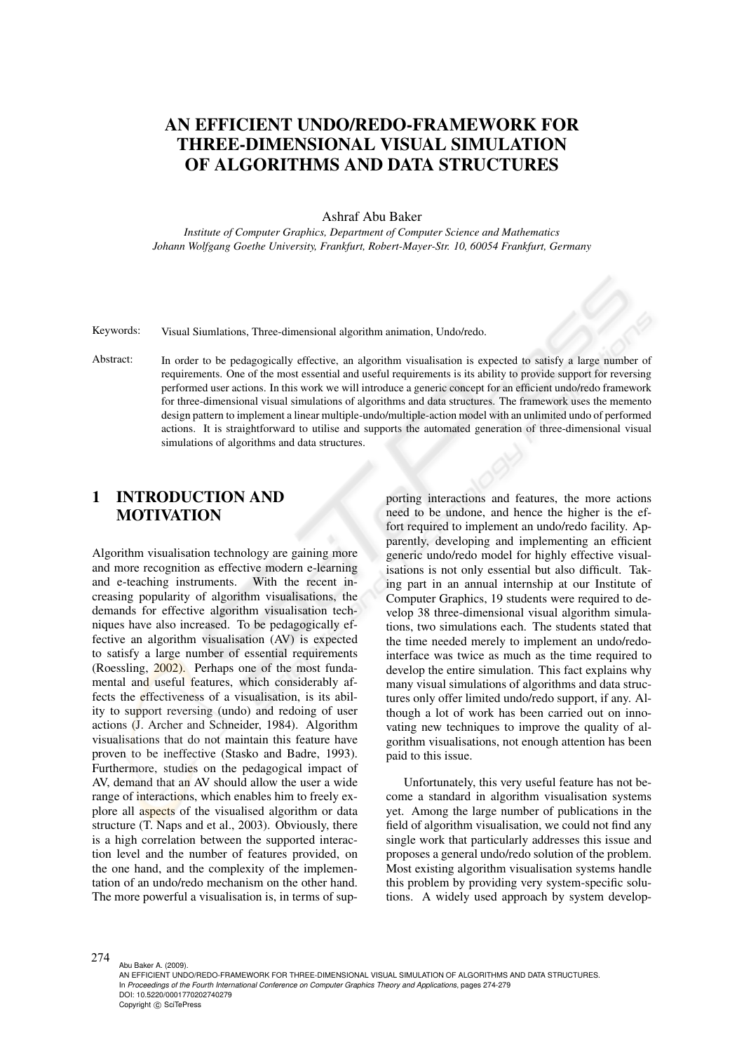# AN EFFICIENT UNDO/REDO-FRAMEWORK FOR THREE-DIMENSIONAL VISUAL SIMULATION OF ALGORITHMS AND DATA STRUCTURES

Ashraf Abu Baker

*Institute of Computer Graphics, Department of Computer Science and Mathematics*
*Johann Wolfgang Goethe University, Frankfurt, Robert-Mayer-Str. 10, 60054 Frankfurt, Germany*

Keywords: Visual Siumlations, Three-dimensional algorithm animation, Undo/redo.

Abstract: In order to be pedagogically effective, an algorithm visualisation is expected to satisfy a large number of requirements. One of the most essential and useful requirements is its ability to provide support for reversing performed user actions. In this work we will introduce a generic concept for an efficient undo/redo framework for three-dimensional visual simulations of algorithms and data structures. The framework uses the memento design pattern to implement a linear multiple-undo/multiple-action model with an unlimited undo of performed actions. It is straightforward to utilise and supports the automated generation of three-dimensional visual simulations of algorithms and data structures.

## 1 INTRODUCTION AND MOTIVATION

Algorithm visualisation technology are gaining more and more recognition as effective modern e-learning and e-teaching instruments. With the recent increasing popularity of algorithm visualisations, the demands for effective algorithm visualisation techniques have also increased. To be pedagogically effective an algorithm visualisation (AV) is expected to satisfy a large number of essential requirements (Roessling, 2002). Perhaps one of the most fundamental and useful features, which considerably affects the effectiveness of a visualisation, is its ability to support reversing (undo) and redoing of user actions (J. Archer and Schneider, 1984). Algorithm visualisations that do not maintain this feature have proven to be ineffective (Stasko and Badre, 1993). Furthermore, studies on the pedagogical impact of AV, demand that an AV should allow the user a wide range of interactions, which enables him to freely explore all aspects of the visualised algorithm or data structure (T. Naps and et al., 2003). Obviously, there is a high correlation between the supported interaction level and the number of features provided, on the one hand, and the complexity of the implementation of an undo/redo mechanism on the other hand. The more powerful a visualisation is, in terms of supporting interactions and features, the more actions need to be undone, and hence the higher is the effort required to implement an undo/redo facility. Apparently, developing and implementing an efficient generic undo/redo model for highly effective visualisations is not only essential but also difficult. Taking part in an annual internship at our Institute of Computer Graphics, 19 students were required to develop 38 three-dimensional visual algorithm simulations, two simulations each. The students stated that the time needed merely to implement an undo/redo-interface was twice as much as the time required to develop the entire simulation. This fact explains why many visual simulations of algorithms and data structures only offer limited undo/redo support, if any. Although a lot of work has been carried out on innovating new techniques to improve the quality of algorithm visualisations, not enough attention has been paid to this issue.

Unfortunately, this very useful feature has not become a standard in algorithm visualisation systems yet. Among the large number of publications in the field of algorithm visualisation, we could not find any single work that particularly addresses this issue and proposes a general undo/redo solution of the problem. Most existing algorithm visualisation systems handle this problem by providing very system-specific solutions. A widely used approach by system develop-

Abu Baker A. (2009).
AN EFFICIENT UNDO/REDO-FRAMEWORK FOR THREE-DIMENSIONAL VISUAL SIMULATION OF ALGORITHMS AND DATA STRUCTURES.
In *Proceedings of the Fourth International Conference on Computer Graphics Theory and Applications*, pages 274-279
DOI: 10.5220/0001770202740279
Copyright © SciTePress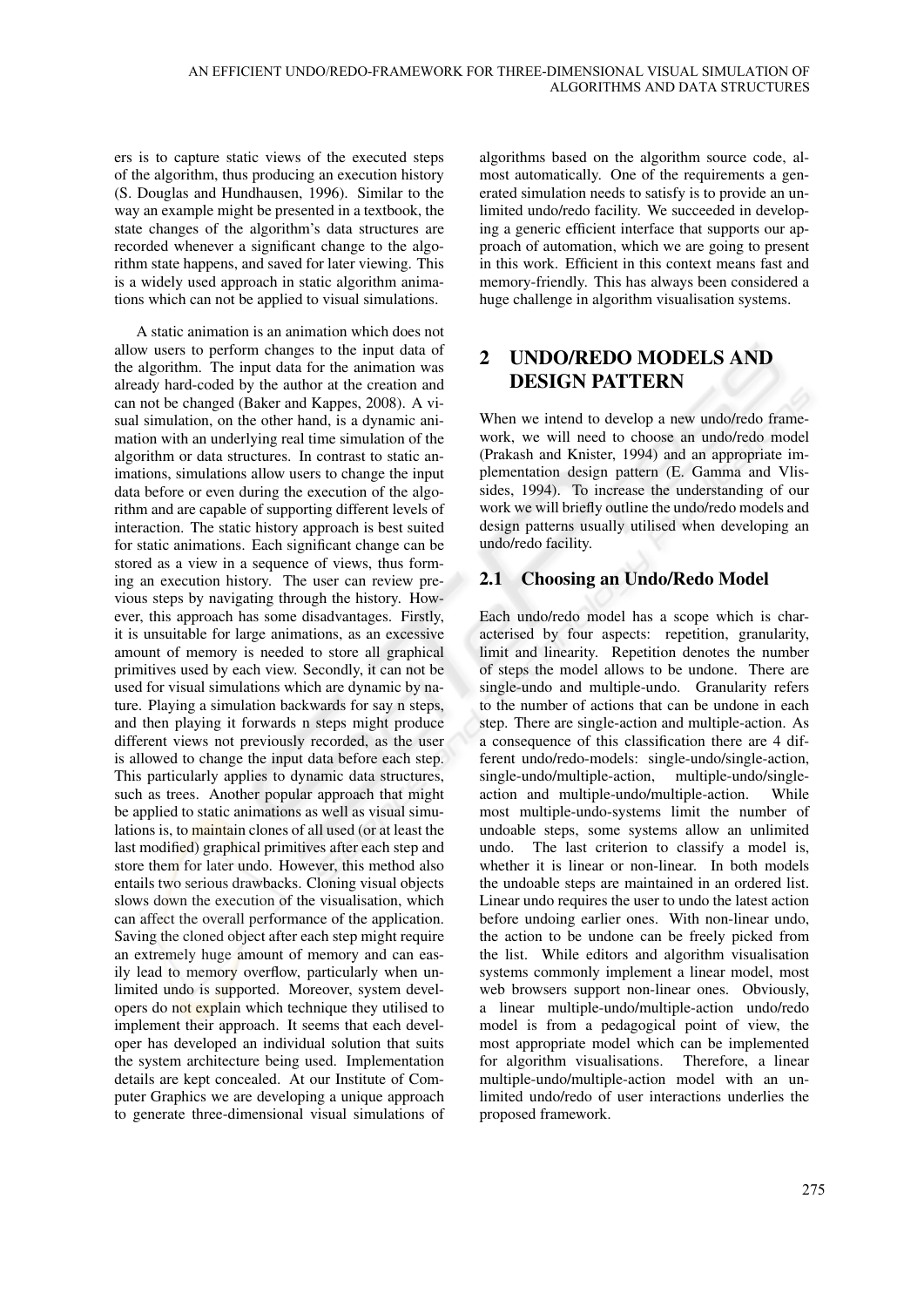ers is to capture static views of the executed steps of the algorithm, thus producing an execution history (S. Douglas and Hundhausen, 1996). Similar to the way an example might be presented in a textbook, the state changes of the algorithm's data structures are recorded whenever a significant change to the algorithm state happens, and saved for later viewing. This is a widely used approach in static algorithm animations which can not be applied to visual simulations.

A static animation is an animation which does not allow users to perform changes to the input data of the algorithm. The input data for the animation was already hard-coded by the author at the creation and can not be changed (Baker and Kappes, 2008). A visual simulation, on the other hand, is a dynamic animation with an underlying real time simulation of the algorithm or data structures. In contrast to static animations, simulations allow users to change the input data before or even during the execution of the algorithm and are capable of supporting different levels of interaction. The static history approach is best suited for static animations. Each significant change can be stored as a view in a sequence of views, thus forming an execution history. The user can review previous steps by navigating through the history. However, this approach has some disadvantages. Firstly, it is unsuitable for large animations, as an excessive amount of memory is needed to store all graphical primitives used by each view. Secondly, it can not be used for visual simulations which are dynamic by nature. Playing a simulation backwards for say n steps, and then playing it forwards n steps might produce different views not previously recorded, as the user is allowed to change the input data before each step. This particularly applies to dynamic data structures, such as trees. Another popular approach that might be applied to static animations as well as visual simulations is, to maintain clones of all used (or at least the last modified) graphical primitives after each step and store them for later undo. However, this method also entails two serious drawbacks. Cloning visual objects slows down the execution of the visualisation, which can affect the overall performance of the application. Saving the cloned object after each step might require an extremely huge amount of memory and can easily lead to memory overflow, particularly when unlimited undo is supported. Moreover, system developers do not explain which technique they utilised to implement their approach. It seems that each developer has developed an individual solution that suits the system architecture being used. Implementation details are kept concealed. At our Institute of Computer Graphics we are developing a unique approach to generate three-dimensional visual simulations of algorithms based on the algorithm source code, almost automatically. One of the requirements a generated simulation needs to satisfy is to provide an unlimited undo/redo facility. We succeeded in developing a generic efficient interface that supports our approach of automation, which we are going to present in this work. Efficient in this context means fast and memory-friendly. This has always been considered a huge challenge in algorithm visualisation systems.

## 2 UNDO/REDO MODELS AND DESIGN PATTERN

When we intend to develop a new undo/redo framework, we will need to choose an undo/redo model (Prakash and Knister, 1994) and an appropriate implementation design pattern (E. Gamma and Vlissides, 1994). To increase the understanding of our work we will briefly outline the undo/redo models and design patterns usually utilised when developing an undo/redo facility.

### 2.1 Choosing an Undo/Redo Model

Each undo/redo model has a scope which is characterised by four aspects: repetition, granularity, limit and linearity. Repetition denotes the number of steps the model allows to be undone. There are single-undo and multiple-undo. Granularity refers to the number of actions that can be undone in each step. There are single-action and multiple-action. As a consequence of this classification there are 4 different undo/redo-models: single-undo/single-action, single-undo/multiple-action, multiple-undo/single-action and multiple-undo/multiple-action. While most multiple-undo-systems limit the number of undoable steps, some systems allow an unlimited undo. The last criterion to classify a model is, whether it is linear or non-linear. In both models the undoable steps are maintained in an ordered list. Linear undo requires the user to undo the latest action before undoing earlier ones. With non-linear undo, the action to be undone can be freely picked from the list. While editors and algorithm visualisation systems commonly implement a linear model, most web browsers support non-linear ones. Obviously, a linear multiple-undo/multiple-action undo/redo model is from a pedagogical point of view, the most appropriate model which can be implemented for algorithm visualisations. Therefore, a linear multiple-undo/multiple-action model with an unlimited undo/redo of user interactions underlies the proposed framework.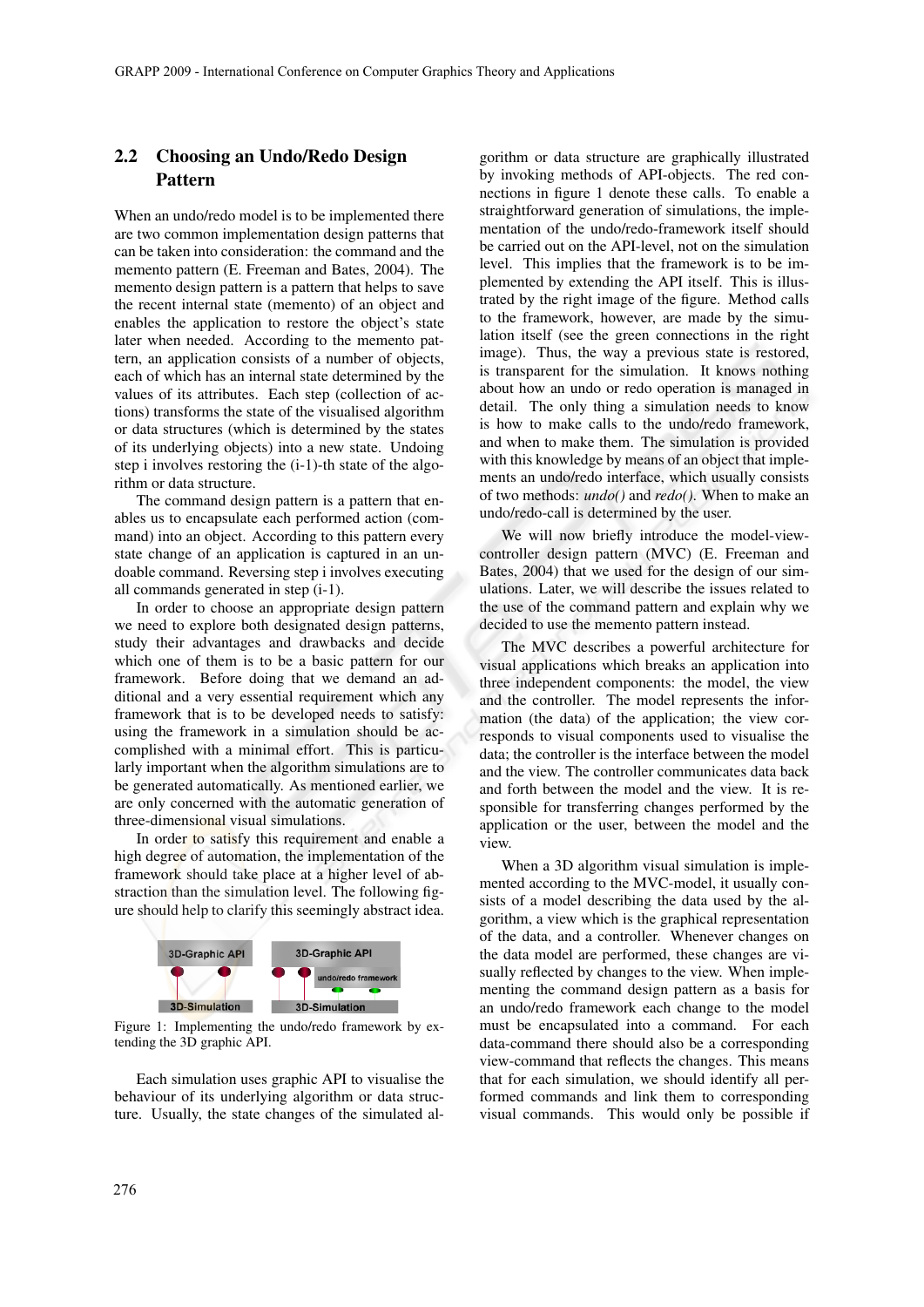## 2.2 Choosing an Undo/Redo Design Pattern

When an undo/redo model is to be implemented there are two common implementation design patterns that can be taken into consideration: the command and the memento pattern (E. Freeman and Bates, 2004). The memento design pattern is a pattern that helps to save the recent internal state (memento) of an object and enables the application to restore the object's state later when needed. According to the memento pattern, an application consists of a number of objects, each of which has an internal state determined by the values of its attributes. Each step (collection of actions) transforms the state of the visualised algorithm or data structures (which is determined by the states of its underlying objects) into a new state. Undoing step i involves restoring the (i-1)-th state of the algorithm or data structure.

The command design pattern is a pattern that enables us to encapsulate each performed action (command) into an object. According to this pattern every state change of an application is captured in an undoable command. Reversing step i involves executing all commands generated in step (i-1).

In order to choose an appropriate design pattern we need to explore both designated design patterns, study their advantages and drawbacks and decide which one of them is to be a basic pattern for our framework. Before doing that we demand an additional and a very essential requirement which any framework that is to be developed needs to satisfy: using the framework in a simulation should be accomplished with a minimal effort. This is particularly important when the algorithm simulations are to be generated automatically. As mentioned earlier, we are only concerned with the automatic generation of three-dimensional visual simulations.

In order to satisfy this requirement and enable a high degree of automation, the implementation of the framework should take place at a higher level of abstraction than the simulation level. The following figure should help to clarify this seemingly abstract idea.

Figure 1: Implementing the undo/redo framework by extending the 3D graphic API.

Each simulation uses graphic API to visualise the behaviour of its underlying algorithm or data structure. Usually, the state changes of the simulated algorithm or data structure are graphically illustrated by invoking methods of API-objects. The red connections in figure 1 denote these calls. To enable a straightforward generation of simulations, the implementation of the undo/redo-framework itself should be carried out on the API-level, not on the simulation level. This implies that the framework is to be implemented by extending the API itself. This is illustrated by the right image of the figure. Method calls to the framework, however, are made by the simulation itself (see the green connections in the right image). Thus, the way a previous state is restored, is transparent for the simulation. It knows nothing about how an undo or redo operation is managed in detail. The only thing a simulation needs to know is how to make calls to the undo/redo framework, and when to make them. The simulation is provided with this knowledge by means of an object that implements an undo/redo interface, which usually consists of two methods: *undo()* and *redo()*. When to make an undo/redo-call is determined by the user.

We will now briefly introduce the model-view-controller design pattern (MVC) (E. Freeman and Bates, 2004) that we used for the design of our simulations. Later, we will describe the issues related to the use of the command pattern and explain why we decided to use the memento pattern instead.

The MVC describes a powerful architecture for visual applications which breaks an application into three independent components: the model, the view and the controller. The model represents the information (the data) of the application; the view corresponds to visual components used to visualise the data; the controller is the interface between the model and the view. The controller communicates data back and forth between the model and the view. It is responsible for transferring changes performed by the application or the user, between the model and the view.

When a 3D algorithm visual simulation is implemented according to the MVC-model, it usually consists of a model describing the data used by the algorithm, a view which is the graphical representation of the data, and a controller. Whenever changes on the data model are performed, these changes are visually reflected by changes to the view. When implementing the command design pattern as a basis for an undo/redo framework each change to the model must be encapsulated into a command. For each data-command there should also be a corresponding view-command that reflects the changes. This means that for each simulation, we should identify all performed commands and link them to corresponding visual commands. This would only be possible if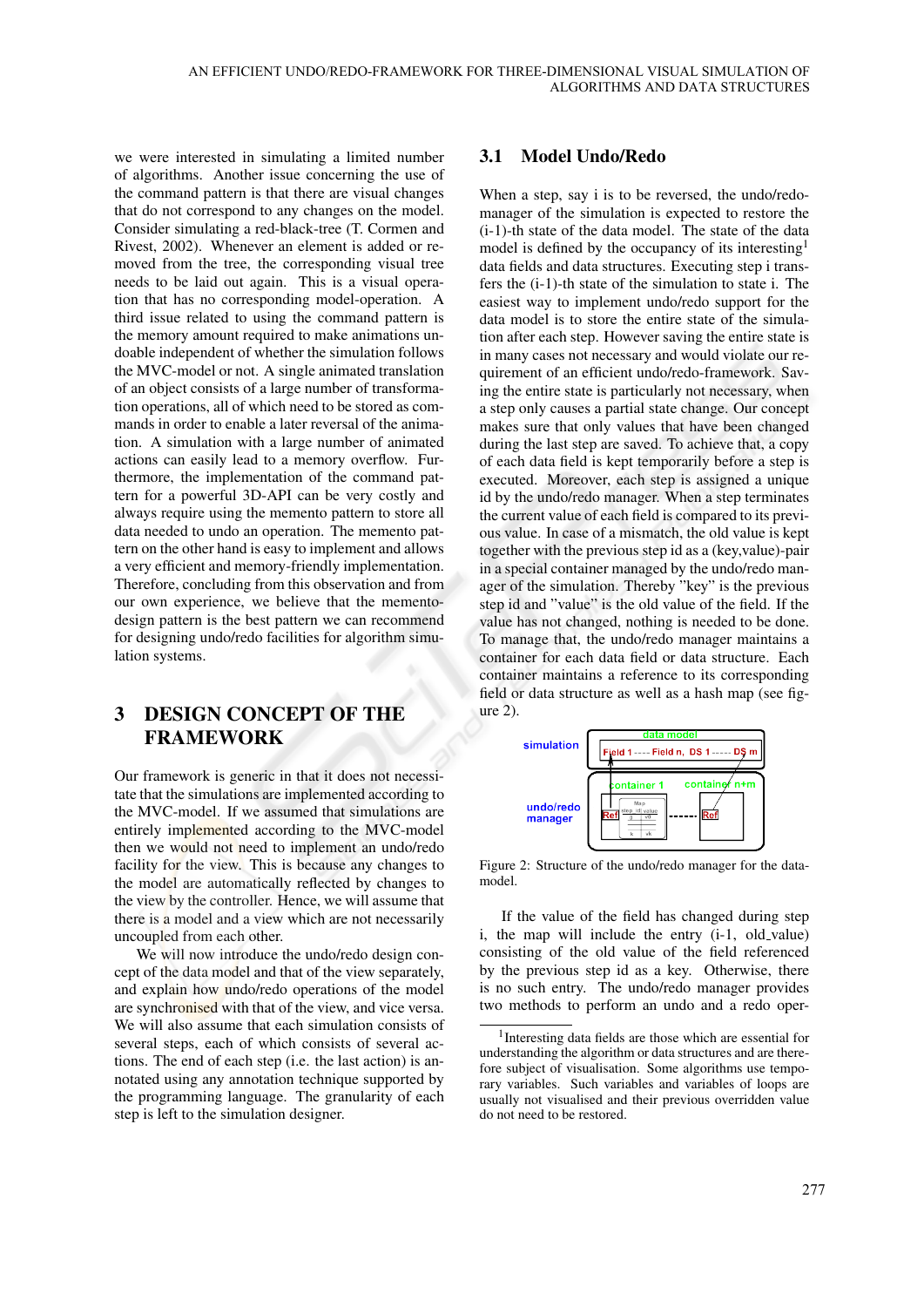we were interested in simulating a limited number of algorithms. Another issue concerning the use of the command pattern is that there are visual changes that do not correspond to any changes on the model. Consider simulating a red-black-tree (T. Cormen and Rivest, 2002). Whenever an element is added or removed from the tree, the corresponding visual tree needs to be laid out again. This is a visual operation that has no corresponding model-operation. A third issue related to using the command pattern is the memory amount required to make animations undoable independent of whether the simulation follows the MVC-model or not. A single animated translation of an object consists of a large number of transformation operations, all of which need to be stored as commands in order to enable a later reversal of the animation. A simulation with a large number of animated actions can easily lead to a memory overflow. Furthermore, the implementation of the command pattern for a powerful 3D-API can be very costly and always require using the memento pattern to store all data needed to undo an operation. The memento pattern on the other hand is easy to implement and allows a very efficient and memory-friendly implementation. Therefore, concluding from this observation and from our own experience, we believe that the memento-design pattern is the best pattern we can recommend for designing undo/redo facilities for algorithm simulation systems.

## 3 DESIGN CONCEPT OF THE FRAMEWORK

Our framework is generic in that it does not necessitate that the simulations are implemented according to the MVC-model. If we assumed that simulations are entirely implemented according to the MVC-model then we would not need to implement an undo/redo facility for the view. This is because any changes to the model are automatically reflected by changes to the view by the controller. Hence, we will assume that there is a model and a view which are not necessarily uncoupled from each other.

We will now introduce the undo/redo design concept of the data model and that of the view separately, and explain how undo/redo operations of the model are synchronised with that of the view, and vice versa. We will also assume that each simulation consists of several steps, each of which consists of several actions. The end of each step (i.e. the last action) is annotated using any annotation technique supported by the programming language. The granularity of each step is left to the simulation designer.

### 3.1 Model Undo/Redo

When a step, say i is to be reversed, the undo/redo-manager of the simulation is expected to restore the (i-1)-th state of the data model. The state of the data model is defined by the occupancy of its interesting[1] data fields and data structures. Executing step i transfers the (i-1)-th state of the simulation to state i. The easiest way to implement undo/redo support for the data model is to store the entire state of the simulation after each step. However saving the entire state is in many cases not necessary and would violate our requirement of an efficient undo/redo-framework. Saving the entire state is particularly not necessary, when a step only causes a partial state change. Our concept makes sure that only values that have been changed during the last step are saved. To achieve that, a copy of each data field is kept temporarily before a step is executed. Moreover, each step is assigned a unique id by the undo/redo manager. When a step terminates the current value of each field is compared to its previous value. In case of a mismatch, the old value is kept together with the previous step id as a (key,value)-pair in a special container managed by the undo/redo manager of the simulation. Thereby "key" is the previous step id and "value" is the old value of the field. If the value has not changed, nothing is needed to be done. To manage that, the undo/redo manager maintains a container for each data field or data structure. Each container maintains a reference to its corresponding field or data structure as well as a hash map (see figure 2).

Figure 2: Structure of the undo/redo manager for the data-model.

If the value of the field has changed during step i, the map will include the entry (i-1, old_value) consisting of the old value of the field referenced by the previous step id as a key. Otherwise, there is no such entry. The undo/redo manager provides two methods to perform an undo and a redo oper-

[1] Interesting data fields are those which are essential for understanding the algorithm or data structures and are therefore subject of visualisation. Some algorithms use temporary variables. Such variables and variables of loops are usually not visualised and their previous overridden value do not need to be restored.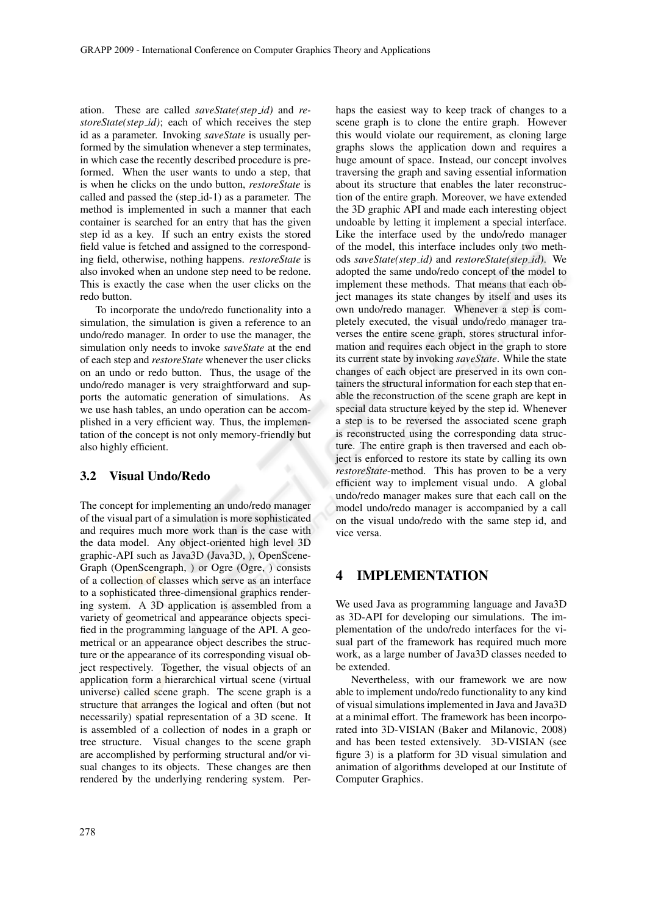ation. These are called *saveState(step_id)* and *restoreState(step_id)*; each of which receives the step id as a parameter. Invoking *saveState* is usually performed by the simulation whenever a step terminates, in which case the recently described procedure is preformed. When the user wants to undo a step, that is when he clicks on the undo button, *restoreState* is called and passed the (step_id-1) as a parameter. The method is implemented in such a manner that each container is searched for an entry that has the given step id as a key. If such an entry exists the stored field value is fetched and assigned to the corresponding field, otherwise, nothing happens. *restoreState* is also invoked when an undone step need to be redone. This is exactly the case when the user clicks on the redo button.

To incorporate the undo/redo functionality into a simulation, the simulation is given a reference to an undo/redo manager. In order to use the manager, the simulation only needs to invoke *saveState* at the end of each step and *restoreState* whenever the user clicks on an undo or redo button. Thus, the usage of the undo/redo manager is very straightforward and supports the automatic generation of simulations. As we use hash tables, an undo operation can be accomplished in a very efficient way. Thus, the implementation of the concept is not only memory-friendly but also highly efficient.

### 3.2 Visual Undo/Redo

The concept for implementing an undo/redo manager of the visual part of a simulation is more sophisticated and requires much more work than is the case with the data model. Any object-oriented high level 3D graphic-API such as Java3D (Java3D, ), OpenSceneGraph (OpenScengraph, ) or Ogre (Ogre, ) consists of a collection of classes which serve as an interface to a sophisticated three-dimensional graphics rendering system. A 3D application is assembled from a variety of geometrical and appearance objects specified in the programming language of the API. A geometrical or an appearance object describes the structure or the appearance of its corresponding visual object respectively. Together, the visual objects of an application form a hierarchical virtual scene (virtual universe) called scene graph. The scene graph is a structure that arranges the logical and often (but not necessarily) spatial representation of a 3D scene. It is assembled of a collection of nodes in a graph or tree structure. Visual changes to the scene graph are accomplished by performing structural and/or visual changes to its objects. These changes are then rendered by the underlying rendering system. Perhaps the easiest way to keep track of changes to a scene graph is to clone the entire graph. However this would violate our requirement, as cloning large graphs slows the application down and requires a huge amount of space. Instead, our concept involves traversing the graph and saving essential information about its structure that enables the later reconstruction of the entire graph. Moreover, we have extended the 3D graphic API and made each interesting object undoable by letting it implement a special interface. Like the interface used by the undo/redo manager of the model, this interface includes only two methods *saveState(step_id)* and *restoreState(step_id)*. We adopted the same undo/redo concept of the model to implement these methods. That means that each object manages its state changes by itself and uses its own undo/redo manager. Whenever a step is completely executed, the visual undo/redo manager traverses the entire scene graph, stores structural information and requires each object in the graph to store its current state by invoking *saveState*. While the state changes of each object are preserved in its own containers the structural information for each step that enable the reconstruction of the scene graph are kept in special data structure keyed by the step id. Whenever a step is to be reversed the associated scene graph is reconstructed using the corresponding data structure. The entire graph is then traversed and each object is enforced to restore its state by calling its own *restoreState*-method. This has proven to be a very efficient way to implement visual undo. A global undo/redo manager makes sure that each call on the model undo/redo manager is accompanied by a call on the visual undo/redo with the same step id, and vice versa.

## 4 IMPLEMENTATION

We used Java as programming language and Java3D as 3D-API for developing our simulations. The implementation of the undo/redo interfaces for the visual part of the framework has required much more work, as a large number of Java3D classes needed to be extended.

Nevertheless, with our framework we are now able to implement undo/redo functionality to any kind of visual simulations implemented in Java and Java3D at a minimal effort. The framework has been incorporated into 3D-VISIAN (Baker and Milanovic, 2008) and has been tested extensively. 3D-VISIAN (see figure 3) is a platform for 3D visual simulation and animation of algorithms developed at our Institute of Computer Graphics.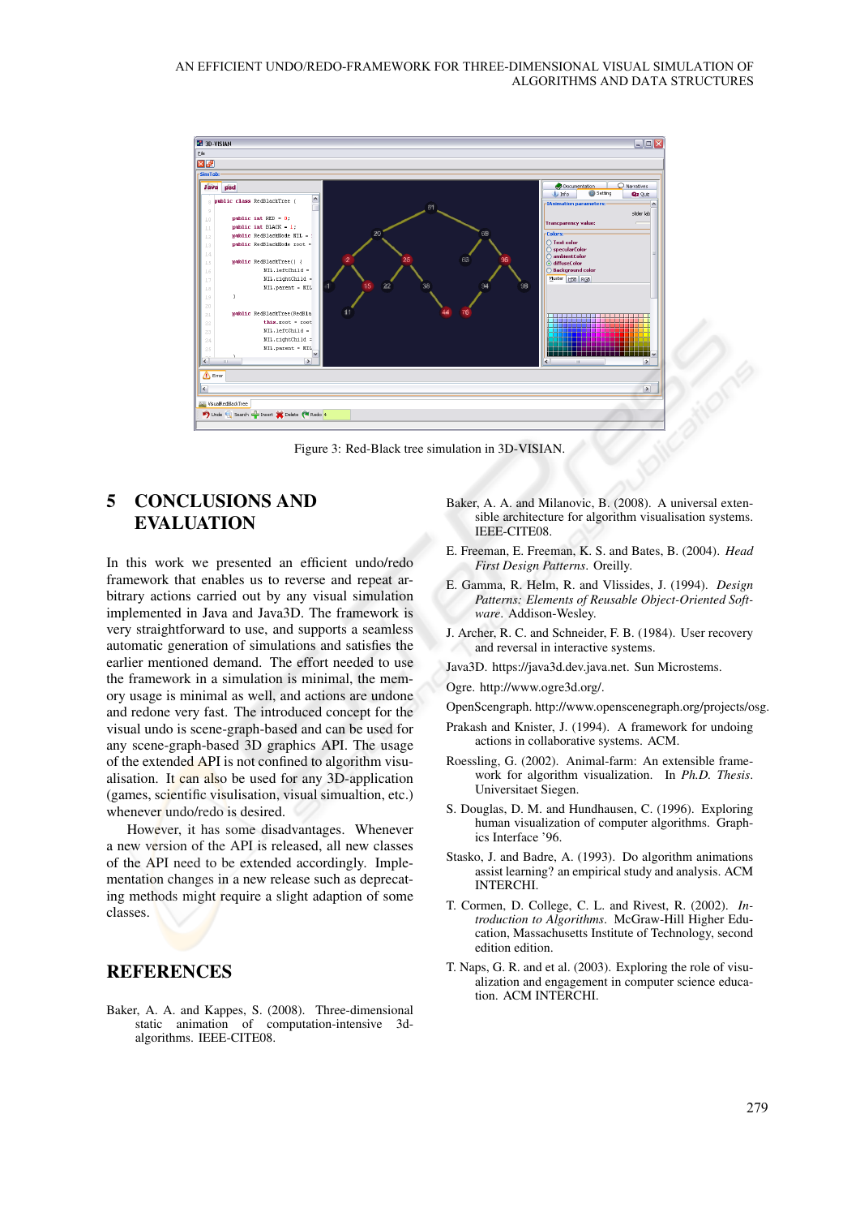Figure 3: Red-Black tree simulation in 3D-VISIAN.

## 5 CONCLUSIONS AND EVALUATION

In this work we presented an efficient undo/redo framework that enables us to reverse and repeat arbitrary actions carried out by any visual simulation implemented in Java and Java3D. The framework is very straightforward to use, and supports a seamless automatic generation of simulations and satisfies the earlier mentioned demand. The effort needed to use the framework in a simulation is minimal, the memory usage is minimal as well, and actions are undone and redone very fast. The introduced concept for the visual undo is scene-graph-based and can be used for any scene-graph-based 3D graphics API. The usage of the extended API is not confined to algorithm visualisation. It can also be used for any 3D-application (games, scientific visulisation, visual simualtion, etc.) whenever undo/redo is desired.

However, it has some disadvantages. Whenever a new version of the API is released, all new classes of the API need to be extended accordingly. Implementation changes in a new release such as deprecating methods might require a slight adaption of some classes.

## REFERENCES

Baker, A. A. and Kappes, S. (2008). Three-dimensional static animation of computation-intensive 3d-algorithms. IEEE-CITE08.

Baker, A. A. and Milanovic, B. (2008). A universal extensible architecture for algorithm visualisation systems. IEEE-CITE08.

E. Freeman, E. Freeman, K. S. and Bates, B. (2004). *Head First Design Patterns*. Oreilly.

E. Gamma, R. Helm, R. and Vlissides, J. (1994). *Design Patterns: Elements of Reusable Object-Oriented Software*. Addison-Wesley.

J. Archer, R. C. and Schneider, F. B. (1984). User recovery and reversal in interactive systems.

Java3D. https://java3d.dev.java.net. Sun Microstems.

Ogre. http://www.ogre3d.org/.

OpenScengraph. http://www.openscenegraph.org/projects/osg.

Prakash and Knister, J. (1994). A framework for undoing actions in collaborative systems. ACM.

Roessling, G. (2002). Animal-farm: An extensible framework for algorithm visualization. In *Ph.D. Thesis*. Universitaet Siegen.

S. Douglas, D. M. and Hundhausen, C. (1996). Exploring human visualization of computer algorithms. Graphics Interface '96.

Stasko, J. and Badre, A. (1993). Do algorithm animations assist learning? an empirical study and analysis. ACM INTERCHI.

T. Cormen, D. College, C. L. and Rivest, R. (2002). *Introduction to Algorithms*. McGraw-Hill Higher Education, Massachusetts Institute of Technology, second edition edition.

T. Naps, G. R. and et al. (2003). Exploring the role of visualization and engagement in computer science education. ACM INTERCHI.